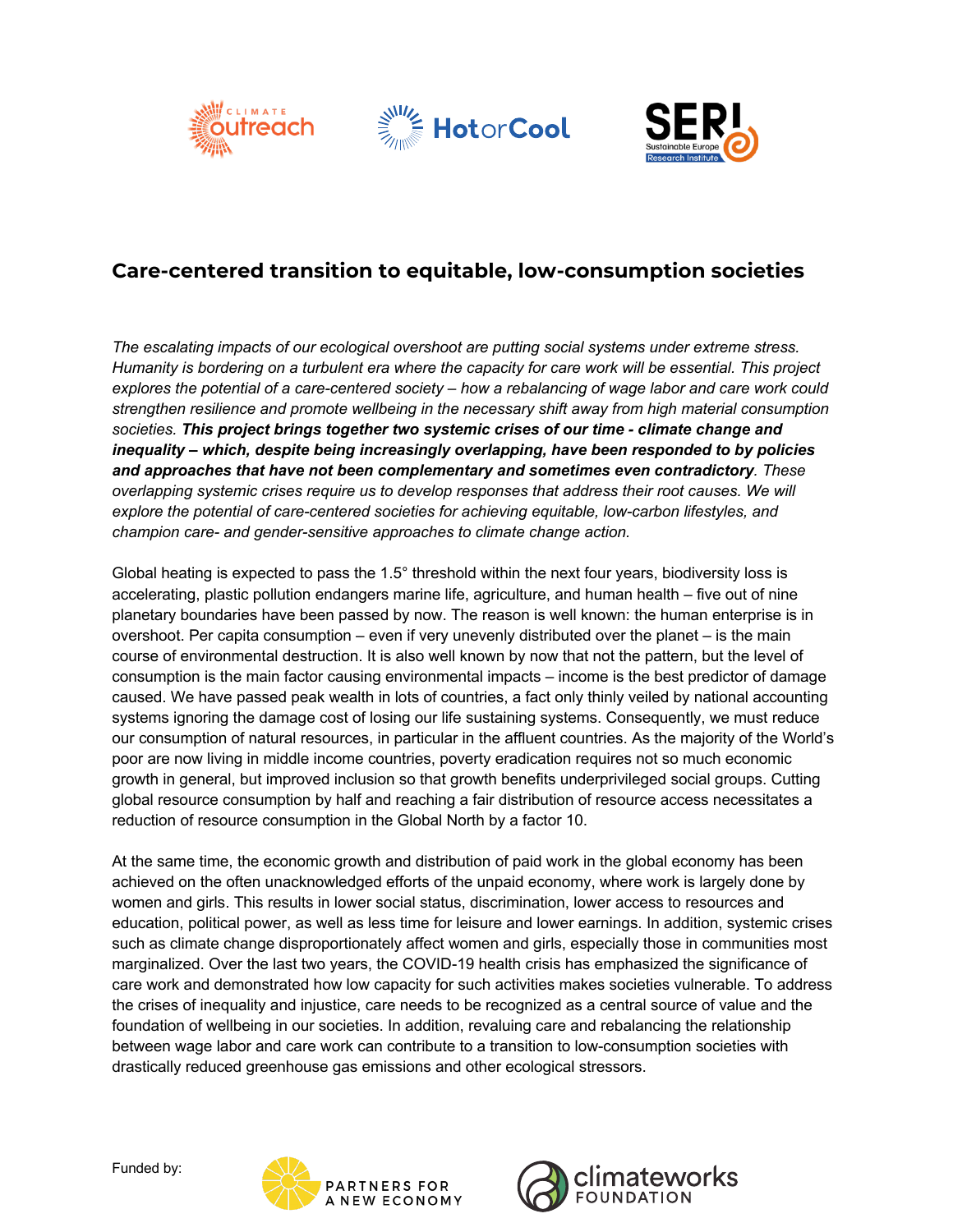# Care-centered transition to equitable, low-consumption societies

*The escalating impacts of our ecological overshoot are putting social systems under extreme stress. Humanity is bordering on a turbulent era where the capacity for care work will be essential. This project explores the potential of a care-centered society – how a rebalancing of wage labor and care work could strengthen resilience and promote wellbeing in the necessary shift away from high material consumption societies.* ***This project brings together two systemic crises of our time - climate change and inequality – which, despite being increasingly overlapping, have been responded to by policies and approaches that have not been complementary and sometimes even contradictory****. These overlapping systemic crises require us to develop responses that address their root causes. We will explore the potential of care-centered societies for achieving equitable, low-carbon lifestyles, and champion care- and gender-sensitive approaches to climate change action.*

Global heating is expected to pass the 1.5° threshold within the next four years, biodiversity loss is accelerating, plastic pollution endangers marine life, agriculture, and human health – five out of nine planetary boundaries have been passed by now. The reason is well known: the human enterprise is in overshoot. Per capita consumption – even if very unevenly distributed over the planet – is the main course of environmental destruction. It is also well known by now that not the pattern, but the level of consumption is the main factor causing environmental impacts – income is the best predictor of damage caused. We have passed peak wealth in lots of countries, a fact only thinly veiled by national accounting systems ignoring the damage cost of losing our life sustaining systems. Consequently, we must reduce our consumption of natural resources, in particular in the affluent countries. As the majority of the World's poor are now living in middle income countries, poverty eradication requires not so much economic growth in general, but improved inclusion so that growth benefits underprivileged social groups. Cutting global resource consumption by half and reaching a fair distribution of resource access necessitates a reduction of resource consumption in the Global North by a factor 10.

At the same time, the economic growth and distribution of paid work in the global economy has been achieved on the often unacknowledged efforts of the unpaid economy, where work is largely done by women and girls. This results in lower social status, discrimination, lower access to resources and education, political power, as well as less time for leisure and lower earnings. In addition, systemic crises such as climate change disproportionately affect women and girls, especially those in communities most marginalized. Over the last two years, the COVID-19 health crisis has emphasized the significance of care work and demonstrated how low capacity for such activities makes societies vulnerable. To address the crises of inequality and injustice, care needs to be recognized as a central source of value and the foundation of wellbeing in our societies. In addition, revaluing care and rebalancing the relationship between wage labor and care work can contribute to a transition to low-consumption societies with drastically reduced greenhouse gas emissions and other ecological stressors.

Funded by: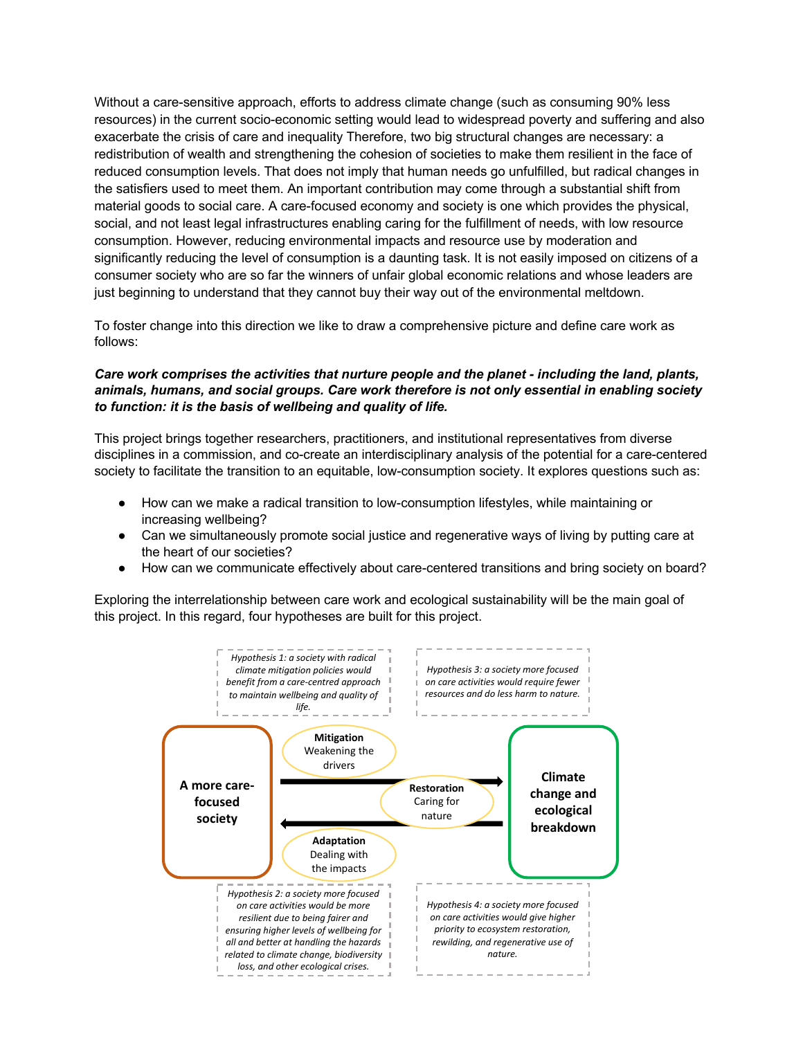Without a care-sensitive approach, efforts to address climate change (such as consuming 90% less resources) in the current socio-economic setting would lead to widespread poverty and suffering and also exacerbate the crisis of care and inequality Therefore, two big structural changes are necessary: a redistribution of wealth and strengthening the cohesion of societies to make them resilient in the face of reduced consumption levels. That does not imply that human needs go unfulfilled, but radical changes in the satisfiers used to meet them. An important contribution may come through a substantial shift from material goods to social care. A care-focused economy and society is one which provides the physical, social, and not least legal infrastructures enabling caring for the fulfillment of needs, with low resource consumption. However, reducing environmental impacts and resource use by moderation and significantly reducing the level of consumption is a daunting task. It is not easily imposed on citizens of a consumer society who are so far the winners of unfair global economic relations and whose leaders are just beginning to understand that they cannot buy their way out of the environmental meltdown.

To foster change into this direction we like to draw a comprehensive picture and define care work as follows:

***Care work comprises the activities that nurture people and the planet - including the land, plants, animals, humans, and social groups. Care work therefore is not only essential in enabling society to function: it is the basis of wellbeing and quality of life.***

This project brings together researchers, practitioners, and institutional representatives from diverse disciplines in a commission, and co-create an interdisciplinary analysis of the potential for a care-centered society to facilitate the transition to an equitable, low-consumption society. It explores questions such as:

- How can we make a radical transition to low-consumption lifestyles, while maintaining or increasing wellbeing?
- Can we simultaneously promote social justice and regenerative ways of living by putting care at the heart of our societies?
- How can we communicate effectively about care-centered transitions and bring society on board?

Exploring the interrelationship between care work and ecological sustainability will be the main goal of this project. In this regard, four hypotheses are built for this project.

*Hypothesis 1: a society with radical climate mitigation policies would benefit from a care-centred approach to maintain wellbeing and quality of life.*

*Hypothesis 3: a society more focused on care activities would require fewer resources and do less harm to nature.*

**A more care-focused society**

**Mitigation** Weakening the drivers

**Restoration** Caring for nature

**Adaptation** Dealing with the impacts

**Climate change and ecological breakdown**

*Hypothesis 2: a society more focused on care activities would be more resilient due to being fairer and ensuring higher levels of wellbeing for all and better at handling the hazards related to climate change, biodiversity loss, and other ecological crises.*

*Hypothesis 4: a society more focused on care activities would give higher priority to ecosystem restoration, rewilding, and regenerative use of nature.*